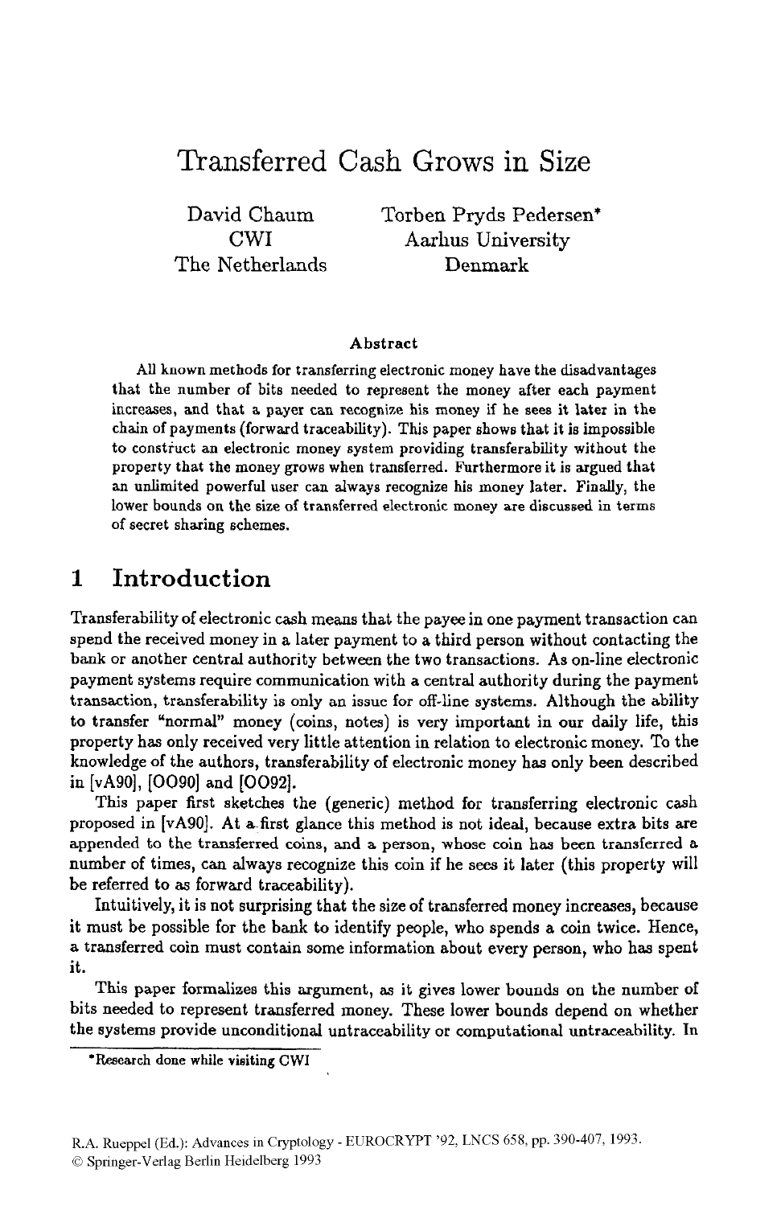# Transferred Cash Grows in Size

David Chaum
CWI
The Netherlands

Torben Pryds Pedersen*
Aarhus University
Denmark

### Abstract

All known methods for transferring electronic money have the disadvantages that the number of bits needed to represent the money after each payment increases, and that a payer can recognize his money if he sees it later in the chain of payments (forward traceability). This paper shows that it is impossible to construct an electronic money system providing transferability without the property that the money grows when transferred. Furthermore it is argued that an unlimited powerful user can always recognize his money later. Finally, the lower bounds on the size of transferred electronic money are discussed in terms of secret sharing schemes.

## 1 Introduction

Transferability of electronic cash means that the payee in one payment transaction can spend the received money in a later payment to a third person without contacting the bank or another central authority between the two transactions. As on-line electronic payment systems require communication with a central authority during the payment transaction, transferability is only an issue for off-line systems. Although the ability to transfer "normal" money (coins, notes) is very important in our daily life, this property has only received very little attention in relation to electronic money. To the knowledge of the authors, transferability of electronic money has only been described in [vA90], [OO90] and [OO92].

This paper first sketches the (generic) method for transferring electronic cash proposed in [vA90]. At a first glance this method is not ideal, because extra bits are appended to the transferred coins, and a person, whose coin has been transferred a number of times, can always recognize this coin if he sees it later (this property will be referred to as forward traceability).

Intuitively, it is not surprising that the size of transferred money increases, because it must be possible for the bank to identify people, who spends a coin twice. Hence, a transferred coin must contain some information about every person, who has spent it.

This paper formalizes this argument, as it gives lower bounds on the number of bits needed to represent transferred money. These lower bounds depend on whether the systems provide unconditional untraceability or computational untraceability. In

*Research done while visiting CWI

R.A. Rueppel (Ed.): Advances in Cryptology - EUROCRYPT '92, LNCS 658, pp. 390-407, 1993.
© Springer-Verlag Berlin Heidelberg 1993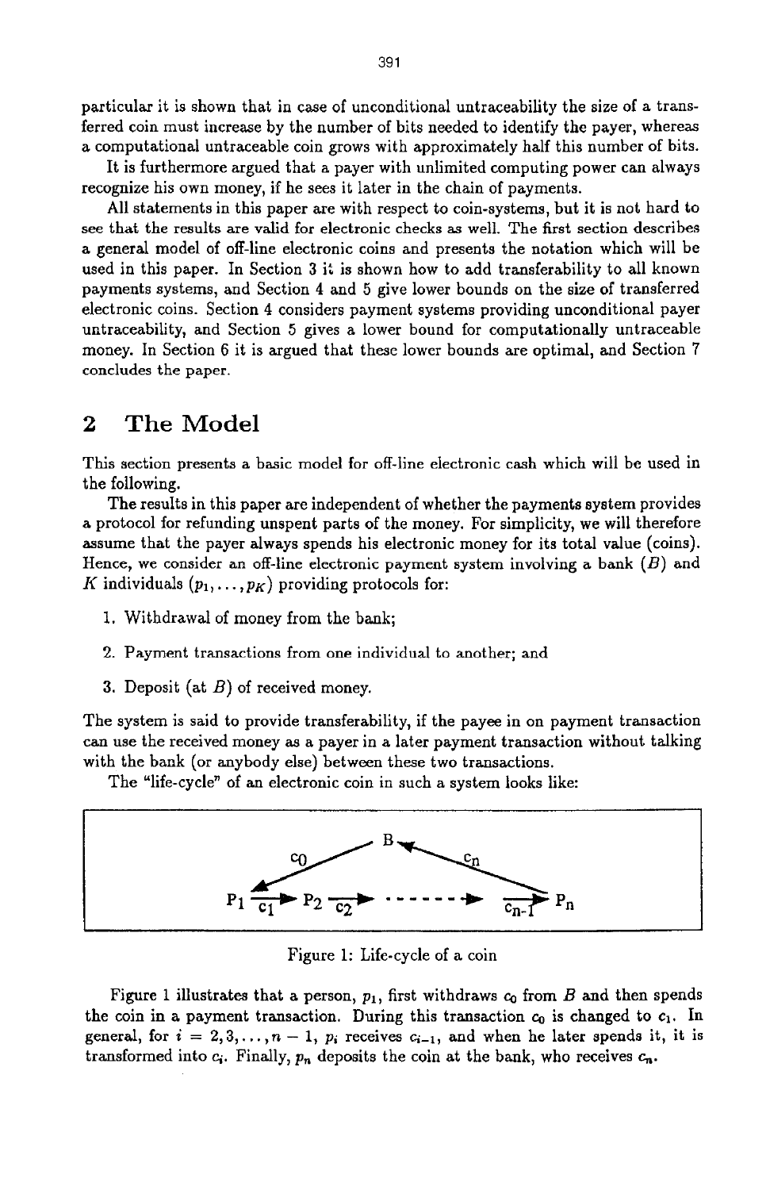particular it is shown that in case of unconditional untraceability the size of a transferred coin must increase by the number of bits needed to identify the payer, whereas a computational untraceable coin grows with approximately half this number of bits.

It is furthermore argued that a payer with unlimited computing power can always recognize his own money, if he sees it later in the chain of payments.

All statements in this paper are with respect to coin-systems, but it is not hard to see that the results are valid for electronic checks as well. The first section describes a general model of off-line electronic coins and presents the notation which will be used in this paper. In Section 3 it is shown how to add transferability to all known payments systems, and Section 4 and 5 give lower bounds on the size of transferred electronic coins. Section 4 considers payment systems providing unconditional payer untraceability, and Section 5 gives a lower bound for computationally untraceable money. In Section 6 it is argued that these lower bounds are optimal, and Section 7 concludes the paper.

## 2 The Model

This section presents a basic model for off-line electronic cash which will be used in the following.

The results in this paper are independent of whether the payments system provides a protocol for refunding unspent parts of the money. For simplicity, we will therefore assume that the payer always spends his electronic money for its total value (coins). Hence, we consider an off-line electronic payment system involving a bank ($B$) and $K$ individuals ($p_1, \ldots, p_K$) providing protocols for:

1. Withdrawal of money from the bank;
2. Payment transactions from one individual to another; and
3. Deposit (at $B$) of received money.

The system is said to provide transferability, if the payee in on payment transaction can use the received money as a payer in a later payment transaction without talking with the bank (or anybody else) between these two transactions.

The "life-cycle" of an electronic coin in such a system looks like:

Figure 1: Life-cycle of a coin

Figure 1 illustrates that a person, $p_1$, first withdraws $c_0$ from $B$ and then spends the coin in a payment transaction. During this transaction $c_0$ is changed to $c_1$. In general, for $i = 2, 3, \ldots, n-1$, $p_i$ receives $c_{i-1}$, and when he later spends it, it is transformed into $c_i$. Finally, $p_n$ deposits the coin at the bank, who receives $c_n$.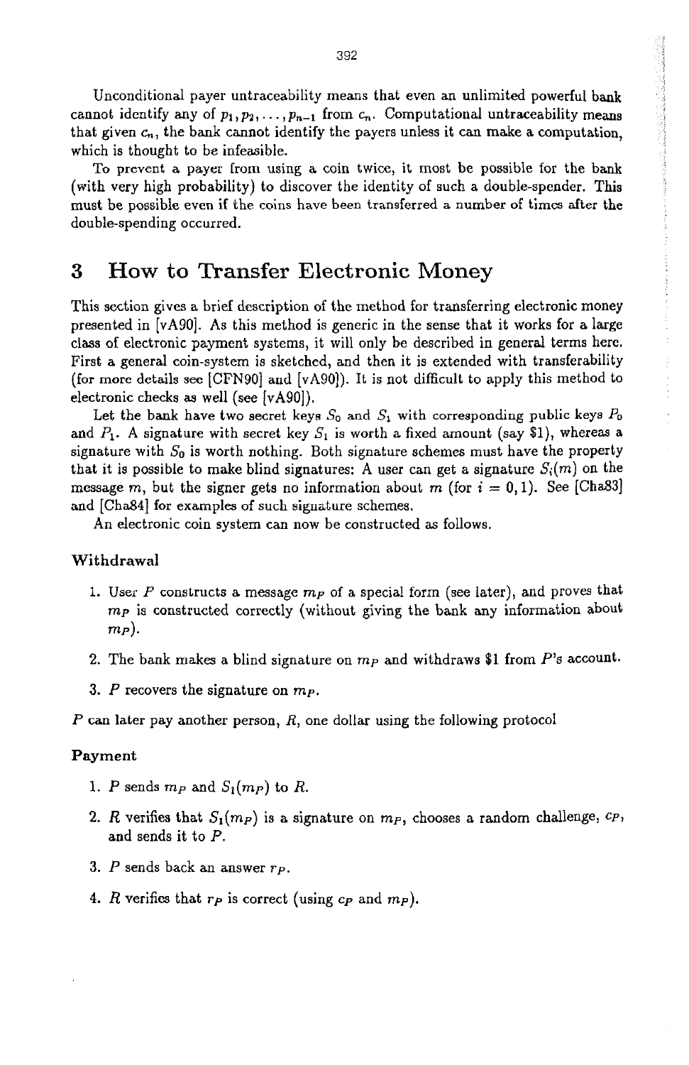Unconditional payer untraceability means that even an unlimited powerful bank cannot identify any of $p_1, p_2, \ldots, p_{n-1}$ from $c_n$. Computational untraceability means that given $c_n$, the bank cannot identify the payers unless it can make a computation, which is thought to be infeasible.

To prevent a payer from using a coin twice, it most be possible for the bank (with very high probability) to discover the identity of such a double-spender. This must be possible even if the coins have been transferred a number of times after the double-spending occurred.

# 3 How to Transfer Electronic Money

This section gives a brief description of the method for transferring electronic money presented in [vA90]. As this method is generic in the sense that it works for a large class of electronic payment systems, it will only be described in general terms here. First a general coin-system is sketched, and then it is extended with transferability (for more details see [CFN90] and [vA90]). It is not difficult to apply this method to electronic checks as well (see [vA90]).

Let the bank have two secret keys $S_0$ and $S_1$ with corresponding public keys $P_0$ and $P_1$. A signature with secret key $S_1$ is worth a fixed amount (say \$1), whereas a signature with $S_0$ is worth nothing. Both signature schemes must have the property that it is possible to make blind signatures: A user can get a signature $S_i(m)$ on the message $m$, but the signer gets no information about $m$ (for $i = 0, 1$). See [Cha83] and [Cha84] for examples of such signature schemes.

An electronic coin system can now be constructed as follows.

### Withdrawal

1. User $P$ constructs a message $m_P$ of a special form (see later), and proves that $m_P$ is constructed correctly (without giving the bank any information about $m_P$).
2. The bank makes a blind signature on $m_P$ and withdraws \$1 from $P$'s account.
3. $P$ recovers the signature on $m_P$.

$P$ can later pay another person, $R$, one dollar using the following protocol

### Payment

1. $P$ sends $m_P$ and $S_1(m_P)$ to $R$.
2. $R$ verifies that $S_1(m_P)$ is a signature on $m_P$, chooses a random challenge, $c_P$, and sends it to $P$.
3. $P$ sends back an answer $r_P$.
4. $R$ verifies that $r_P$ is correct (using $c_P$ and $m_P$).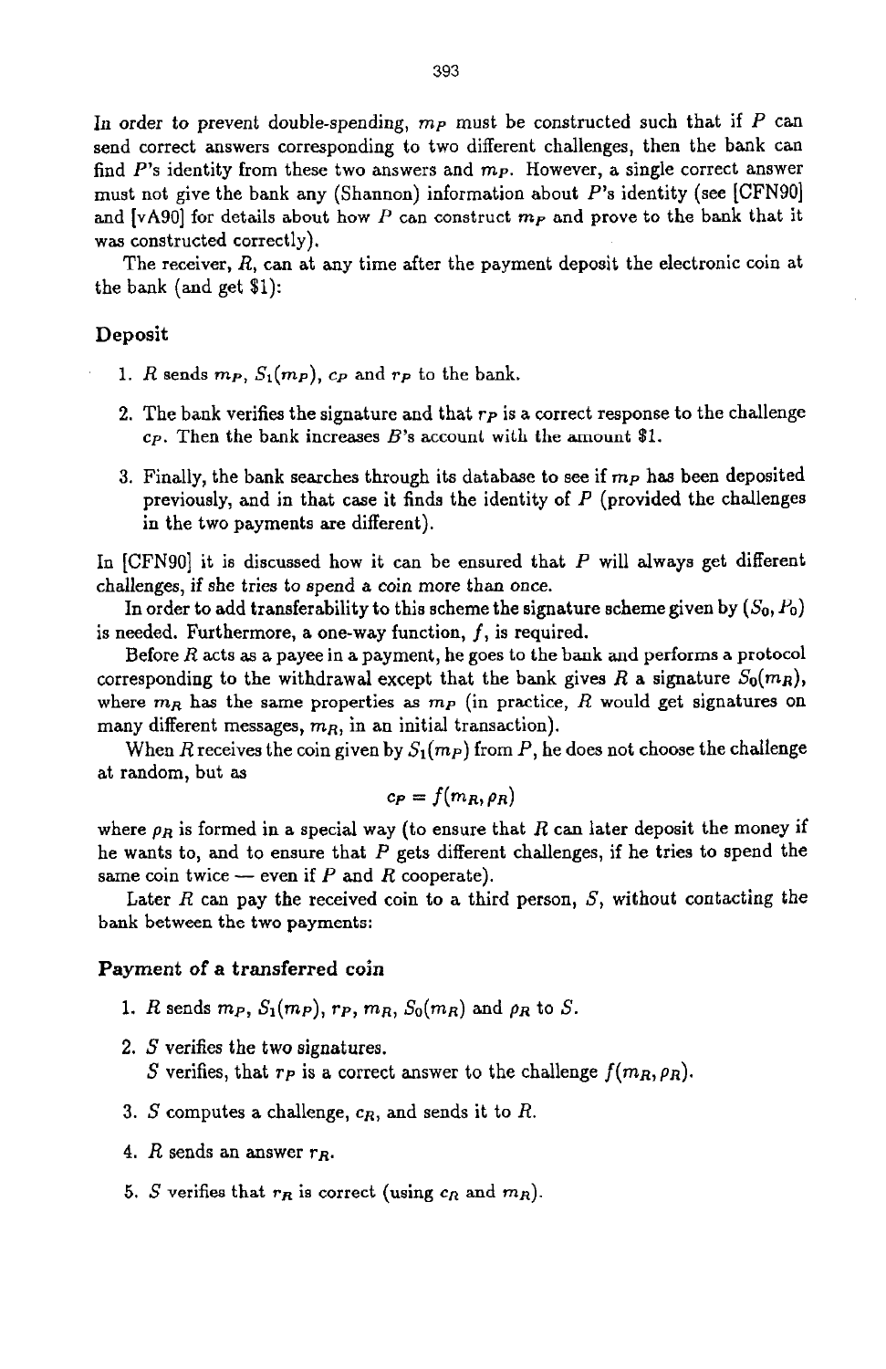In order to prevent double-spending, $m_P$ must be constructed such that if $P$ can send correct answers corresponding to two different challenges, then the bank can find $P$'s identity from these two answers and $m_P$. However, a single correct answer must not give the bank any (Shannon) information about $P$'s identity (see [CFN90] and [vA90] for details about how $P$ can construct $m_P$ and prove to the bank that it was constructed correctly).

The receiver, $R$, can at any time after the payment deposit the electronic coin at the bank (and get \$1):

### Deposit

1. $R$ sends $m_P$, $S_1(m_P)$, $c_P$ and $r_P$ to the bank.
2. The bank verifies the signature and that $r_P$ is a correct response to the challenge $c_P$. Then the bank increases $B$'s account with the amount \$1.
3. Finally, the bank searches through its database to see if $m_P$ has been deposited previously, and in that case it finds the identity of $P$ (provided the challenges in the two payments are different).

In [CFN90] it is discussed how it can be ensured that $P$ will always get different challenges, if she tries to spend a coin more than once.

In order to add transferability to this scheme the signature scheme given by $(S_0, P_0)$ is needed. Furthermore, a one-way function, $f$, is required.

Before $R$ acts as a payee in a payment, he goes to the bank and performs a protocol corresponding to the withdrawal except that the bank gives $R$ a signature $S_0(m_R)$, where $m_R$ has the same properties as $m_P$ (in practice, $R$ would get signatures on many different messages, $m_R$, in an initial transaction).

When $R$ receives the coin given by $S_1(m_P)$ from $P$, he does not choose the challenge at random, but as

$$c_P = f(m_R, \rho_R)$$

where $\rho_R$ is formed in a special way (to ensure that $R$ can later deposit the money if he wants to, and to ensure that $P$ gets different challenges, if he tries to spend the same coin twice — even if $P$ and $R$ cooperate).

Later $R$ can pay the received coin to a third person, $S$, without contacting the bank between the two payments:

### Payment of a transferred coin

1. $R$ sends $m_P$, $S_1(m_P)$, $r_P$, $m_R$, $S_0(m_R)$ and $\rho_R$ to $S$.
2. $S$ verifies the two signatures.
   $S$ verifies, that $r_P$ is a correct answer to the challenge $f(m_R, \rho_R)$.
3. $S$ computes a challenge, $c_R$, and sends it to $R$.
4. $R$ sends an answer $r_R$.
5. $S$ verifies that $r_R$ is correct (using $c_R$ and $m_R$).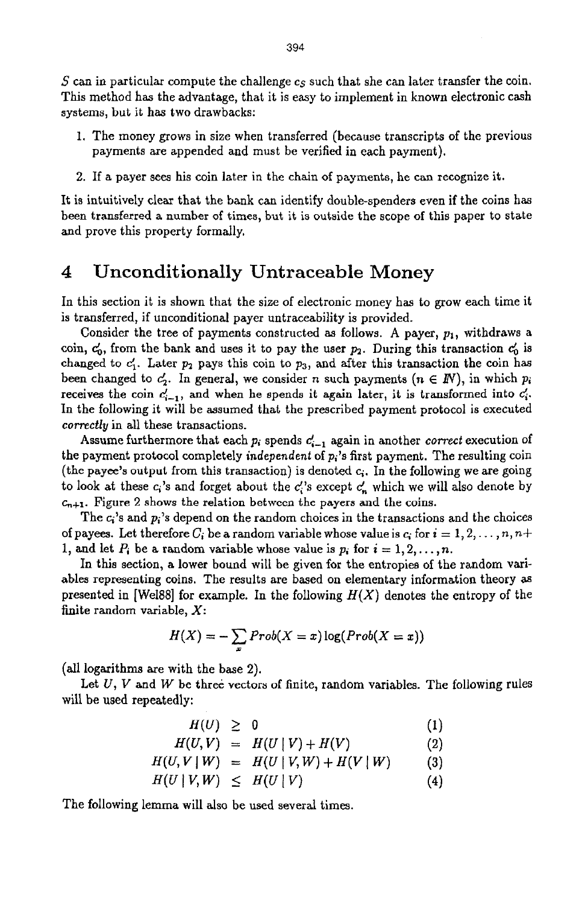$S$ can in particular compute the challenge $c_S$ such that she can later transfer the coin. This method has the advantage, that it is easy to implement in known electronic cash systems, but it has two drawbacks:

1. The money grows in size when transferred (because transcripts of the previous payments are appended and must be verified in each payment).
2. If a payer sees his coin later in the chain of payments, he can recognize it.

It is intuitively clear that the bank can identify double-spenders even if the coins has been transferred a number of times, but it is outside the scope of this paper to state and prove this property formally.

# 4 Unconditionally Untraceable Money

In this section it is shown that the size of electronic money has to grow each time it is transferred, if unconditional payer untraceability is provided.

Consider the tree of payments constructed as follows. A payer, $p_1$, withdraws a coin, $c'_0$, from the bank and uses it to pay the user $p_2$. During this transaction $c'_0$ is changed to $c'_1$. Later $p_2$ pays this coin to $p_3$, and after this transaction the coin has been changed to $c'_2$. In general, we consider $n$ such payments ($n \in \mathbb{N}$), in which $p_i$ receives the coin $c'_{i-1}$, and when he spends it again later, it is transformed into $c'_i$. In the following it will be assumed that the prescribed payment protocol is executed *correctly* in all these transactions.

Assume furthermore that each $p_i$ spends $c'_{i-1}$ again in another *correct* execution of the payment protocol completely *independent* of $p_i$'s first payment. The resulting coin (the payee's output from this transaction) is denoted $c_i$. In the following we are going to look at these $c_i$'s and forget about the $c'_i$'s except $c'_n$ which we will also denote by $c_{n+1}$. Figure 2 shows the relation between the payers and the coins.

The $c_i$'s and $p_i$'s depend on the random choices in the transactions and the choices of payees. Let therefore $C_i$ be a random variable whose value is $c_i$ for $i = 1, 2, \ldots, n, n+1$, and let $P_i$ be a random variable whose value is $p_i$ for $i = 1, 2, \ldots, n$.

In this section, a lower bound will be given for the entropies of the random variables representing coins. The results are based on elementary information theory as presented in [Wel88] for example. In the following $H(X)$ denotes the entropy of the finite random variable, $X$:

$$H(X) = -\sum_x Prob(X = x)\log(Prob(X = x))$$

(all logarithms are with the base 2).

Let $U$, $V$ and $W$ be three vectors of finite, random variables. The following rules will be used repeatedly:

$$H(U) \geq 0 \qquad (1)$$

$$H(U, V) = H(U \mid V) + H(V) \qquad (2)$$

$$H(U, V \mid W) = H(U \mid V, W) + H(V \mid W) \qquad (3)$$

$$H(U \mid V, W) \leq H(U \mid V) \qquad (4)$$

The following lemma will also be used several times.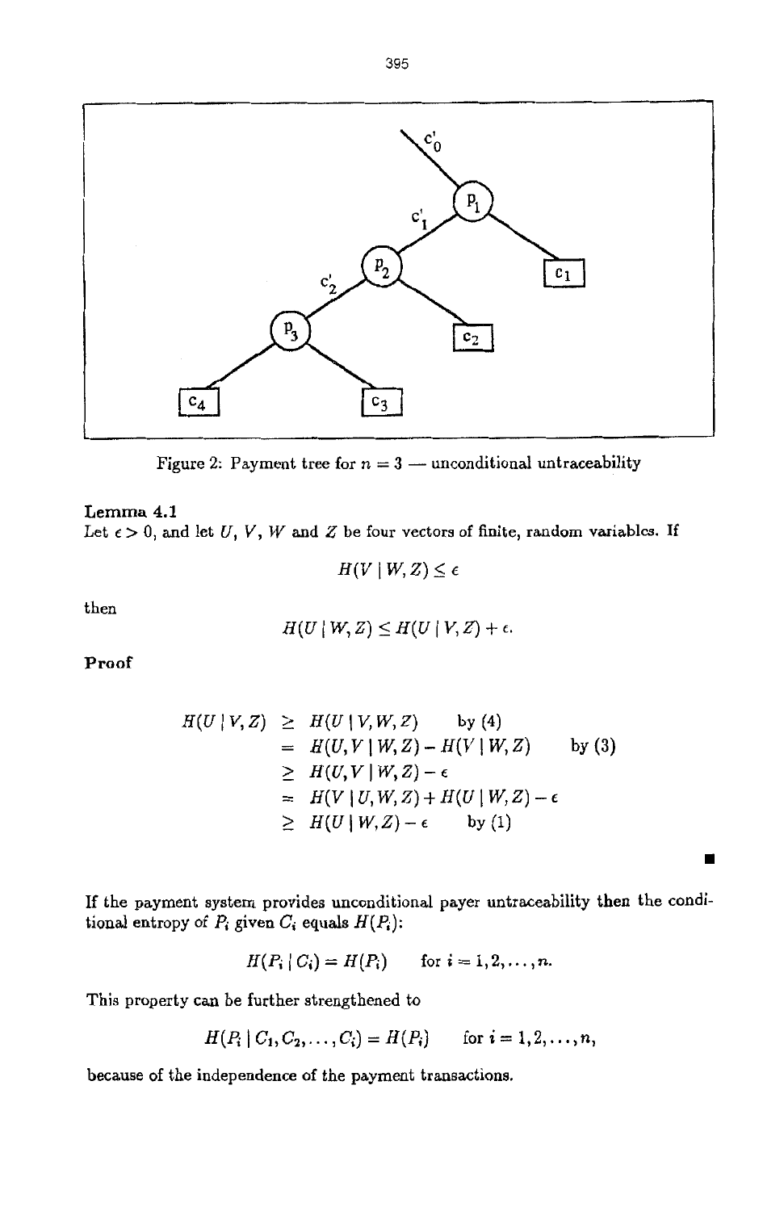Figure 2: Payment tree for $n = 3$ — unconditional untraceability

**Lemma 4.1**
Let $\epsilon > 0$, and let $U$, $V$, $W$ and $Z$ be four vectors of finite, random variables. If

$$H(V \mid W, Z) \leq \epsilon$$

then

$$H(U \mid W, Z) \leq H(U \mid V, Z) + \epsilon.$$

**Proof**

$$\begin{aligned}
H(U \mid V, Z) &\geq H(U \mid V, W, Z) && \text{by (4)} \\
&= H(U, V \mid W, Z) - H(V \mid W, Z) && \text{by (3)} \\
&\geq H(U, V \mid W, Z) - \epsilon \\
&= H(V \mid U, W, Z) + H(U \mid W, Z) - \epsilon \\
&\geq H(U \mid W, Z) - \epsilon && \text{by (1)}
\end{aligned}$$

■

If the payment system provides unconditional payer untraceability then the conditional entropy of $P_i$ given $C_i$ equals $H(P_i)$:

$$H(P_i \mid C_i) = H(P_i) \qquad \text{for } i = 1, 2, \ldots, n.$$

This property can be further strengthened to

$$H(P_i \mid C_1, C_2, \ldots, C_i) = H(P_i) \qquad \text{for } i = 1, 2, \ldots, n,$$

because of the independence of the payment transactions.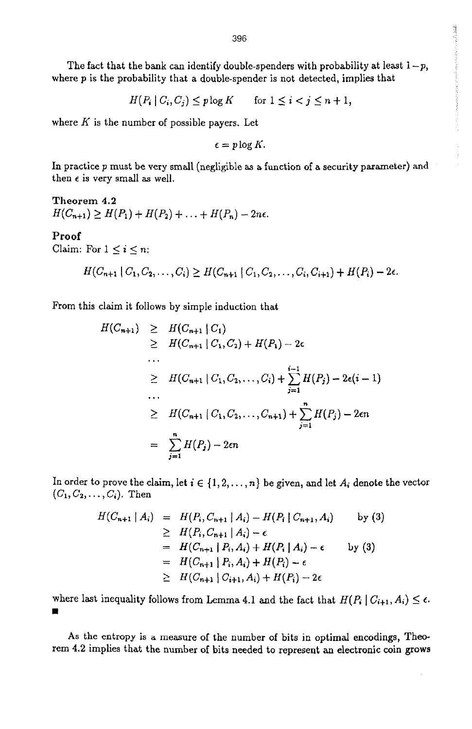The fact that the bank can identify double-spenders with probability at least $1-p$, where $p$ is the probability that a double-spender is not detected, implies that

$$H(P_i \mid C_i, C_j) \leq p \log K \qquad \text{for } 1 \leq i < j \leq n+1,$$

where $K$ is the number of possible payers. Let

$$\epsilon = p \log K.$$

In practice $p$ must be very small (negligible as a function of a security parameter) and then $\epsilon$ is very small as well.

**Theorem 4.2**
$H(C_{n+1}) \geq H(P_1) + H(P_2) + \ldots + H(P_n) - 2n\epsilon.$

**Proof**
Claim: For $1 \leq i \leq n$:

$$H(C_{n+1} \mid C_1, C_2, \ldots, C_i) \geq H(C_{n+1} \mid C_1, C_2, \ldots, C_i, C_{i+1}) + H(P_i) - 2\epsilon.$$

From this claim it follows by simple induction that

$$\begin{aligned}
H(C_{n+1}) &\geq H(C_{n+1} \mid C_1) \\
&\geq H(C_{n+1} \mid C_1, C_2) + H(P_1) - 2\epsilon \\
&\ldots \\
&\geq H(C_{n+1} \mid C_1, C_2, \ldots, C_i) + \sum_{j=1}^{i-1} H(P_j) - 2\epsilon(i-1) \\
&\ldots \\
&\geq H(C_{n+1} \mid C_1, C_2, \ldots, C_{n+1}) + \sum_{j=1}^{n} H(P_j) - 2\epsilon n \\
&= \sum_{j=1}^{n} H(P_j) - 2\epsilon n
\end{aligned}$$

In order to prove the claim, let $i \in \{1, 2, \ldots, n\}$ be given, and let $A_i$ denote the vector $(C_1, C_2, \ldots, C_i)$. Then

$$\begin{aligned}
H(C_{n+1} \mid A_i) &= H(P_i, C_{n+1} \mid A_i) - H(P_i \mid C_{n+1}, A_i) && \text{by (3)} \\
&\geq H(P_i, C_{n+1} \mid A_i) - \epsilon \\
&= H(C_{n+1} \mid P_i, A_i) + H(P_i \mid A_i) - \epsilon && \text{by (3)} \\
&= H(C_{n+1} \mid P_i, A_i) + H(P_i) - \epsilon \\
&\geq H(C_{n+1} \mid C_{i+1}, A_i) + H(P_i) - 2\epsilon
\end{aligned}$$

where last inequality follows from Lemma 4.1 and the fact that $H(P_i \mid C_{i+1}, A_i) \leq \epsilon$.
■

As the entropy is a measure of the number of bits in optimal encodings, Theorem 4.2 implies that the number of bits needed to represent an electronic coin grows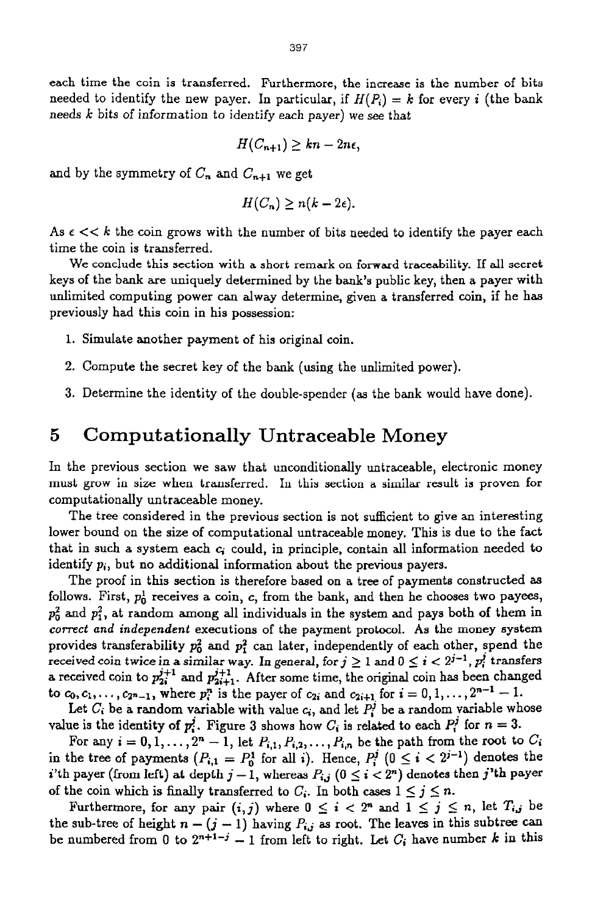each time the coin is transferred. Furthermore, the increase is the number of bits needed to identify the new payer. In particular, if $H(P_i) = k$ for every $i$ (the bank needs $k$ bits of information to identify each payer) we see that

$$H(C_{n+1}) \geq kn - 2n\epsilon,$$

and by the symmetry of $C_n$ and $C_{n+1}$ we get

$$H(C_n) \geq n(k - 2\epsilon).$$

As $\epsilon << k$ the coin grows with the number of bits needed to identify the payer each time the coin is transferred.

We conclude this section with a short remark on forward traceability. If all secret keys of the bank are uniquely determined by the bank's public key, then a payer with unlimited computing power can alway determine, given a transferred coin, if he has previously had this coin in his possession:

1. Simulate another payment of his original coin.
2. Compute the secret key of the bank (using the unlimited power).
3. Determine the identity of the double-spender (as the bank would have done).

# 5 Computationally Untraceable Money

In the previous section we saw that unconditionally untraceable, electronic money must grow in size when transferred. In this section a similar result is proven for computationally untraceable money.

The tree considered in the previous section is not sufficient to give an interesting lower bound on the size of computational untraceable money. This is due to the fact that in such a system each $c_i$ could, in principle, contain all information needed to identify $p_i$, but no additional information about the previous payers.

The proof in this section is therefore based on a tree of payments constructed as follows. First, $p_0^1$ receives a coin, $c$, from the bank, and then he chooses two payees, $p_0^2$ and $p_1^2$, at random among all individuals in the system and pays both of them in *correct and independent* executions of the payment protocol. As the money system provides transferability $p_0^2$ and $p_1^2$ can later, independently of each other, spend the received coin twice in a similar way. In general, for $j \geq 1$ and $0 \leq i < 2^{j-1}$, $p_i^j$ transfers a received coin to $p_{2i}^{j+1}$ and $p_{2i+1}^{j+1}$. After some time, the original coin has been changed to $c_0, c_1, \ldots, c_{2^n-1}$, where $p_i^n$ is the payer of $c_{2i}$ and $c_{2i+1}$ for $i = 0, 1, \ldots, 2^{n-1} - 1$.

Let $C_i$ be a random variable with value $c_i$, and let $P_i^j$ be a random variable whose value is the identity of $p_i^j$. Figure 3 shows how $C_i$ is related to each $P_i^j$ for $n = 3$.

For any $i = 0, 1, \ldots, 2^n - 1$, let $P_{i,1}, P_{i,2}, \ldots, P_{i,n}$ be the path from the root to $C_i$ in the tree of payments ($P_{i,1} = P_0^1$ for all $i$). Hence, $P_i^j$ ($0 \leq i < 2^{j-1}$) denotes the $i$'th payer (from left) at depth $j-1$, whereas $P_{i,j}$ ($0 \leq i < 2^n$) denotes then $j$'th payer of the coin which is finally transferred to $C_i$. In both cases $1 \leq j \leq n$.

Furthermore, for any pair $(i, j)$ where $0 \leq i < 2^n$ and $1 \leq j \leq n$, let $T_{i,j}$ be the sub-tree of height $n - (j-1)$ having $P_{i,j}$ as root. The leaves in this subtree can be numbered from 0 to $2^{n+1-j} - 1$ from left to right. Let $C_i$ have number $k$ in this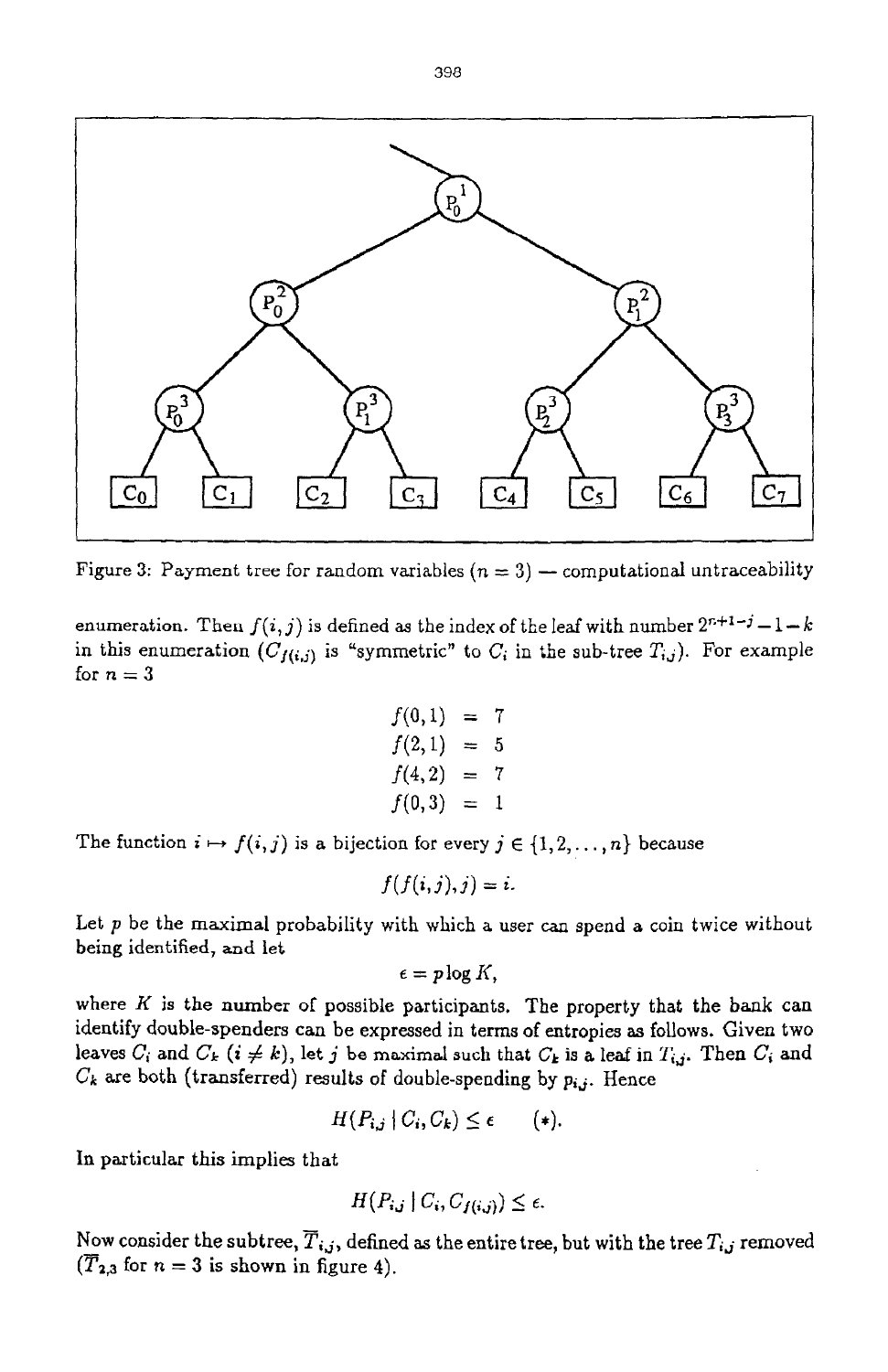Figure 3: Payment tree for random variables ($n = 3$) — computational untraceability

enumeration. Then $f(i, j)$ is defined as the index of the leaf with number $2^{n+1-j} - 1 - k$ in this enumeration ($C_{f(i,j)}$ is "symmetric" to $C_i$ in the sub-tree $T_{i,j}$). For example for $n = 3$

$$
\begin{aligned}
f(0,1) &= 7 \\
f(2,1) &= 5 \\
f(4,2) &= 7 \\
f(0,3) &= 1
\end{aligned}
$$

The function $i \mapsto f(i, j)$ is a bijection for every $j \in \{1, 2, \ldots, n\}$ because

$$f(f(i,j),j) = i.$$

Let $p$ be the maximal probability with which a user can spend a coin twice without being identified, and let

$$\epsilon = p \log K,$$

where $K$ is the number of possible participants. The property that the bank can identify double-spenders can be expressed in terms of entropies as follows. Given two leaves $C_i$ and $C_k$ ($i \neq k$), let $j$ be maximal such that $C_k$ is a leaf in $T_{i,j}$. Then $C_i$ and $C_k$ are both (transferred) results of double-spending by $p_{i,j}$. Hence

$$H(P_{i,j} \mid C_i, C_k) \leq \epsilon \qquad (*).$$

In particular this implies that

$$H(P_{i,j} \mid C_i, C_{f(i,j)}) \leq \epsilon.$$

Now consider the subtree, $\overline{T}_{i,j}$, defined as the entire tree, but with the tree $T_{i,j}$ removed ($\overline{T}_{2,3}$ for $n = 3$ is shown in figure 4).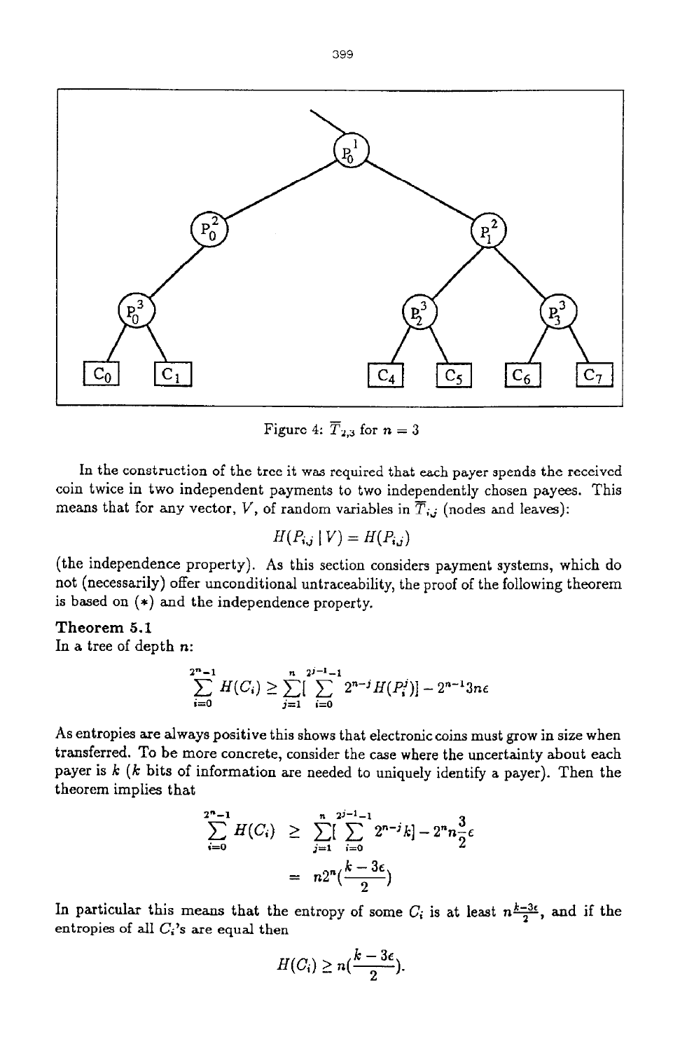Figure 4: $\overline{T}_{2,3}$ for $n = 3$

In the construction of the tree it was required that each payer spends the received coin twice in two independent payments to two independently chosen payees. This means that for any vector, $V$, of random variables in $\overline{T}_{i,j}$ (nodes and leaves):

$$H(P_{i,j} \mid V) = H(P_{i,j})$$

(the independence property). As this section considers payment systems, which do not (necessarily) offer unconditional untraceability, the proof of the following theorem is based on (*) and the independence property.

**Theorem 5.1**
In a tree of depth $n$:

$$\sum_{i=0}^{2^n-1} H(C_i) \geq \sum_{j=1}^{n} [\sum_{i=0}^{2^{j-1}-1} 2^{n-j} H(P_i^j)] - 2^{n-1} 3n\epsilon$$

As entropies are always positive this shows that electronic coins must grow in size when transferred. To be more concrete, consider the case where the uncertainty about each payer is $k$ ($k$ bits of information are needed to uniquely identify a payer). Then the theorem implies that

$$\begin{aligned}
\sum_{i=0}^{2^n-1} H(C_i) &\geq \sum_{j=1}^{n} [\sum_{i=0}^{2^{j-1}-1} 2^{n-j} k] - 2^n n \frac{3}{2}\epsilon \\
&= n 2^n (\frac{k - 3\epsilon}{2})
\end{aligned}$$

In particular this means that the entropy of some $C_i$ is at least $n\frac{k-3\epsilon}{2}$, and if the entropies of all $C_i$'s are equal then

$$H(C_i) \geq n(\frac{k - 3\epsilon}{2}).$$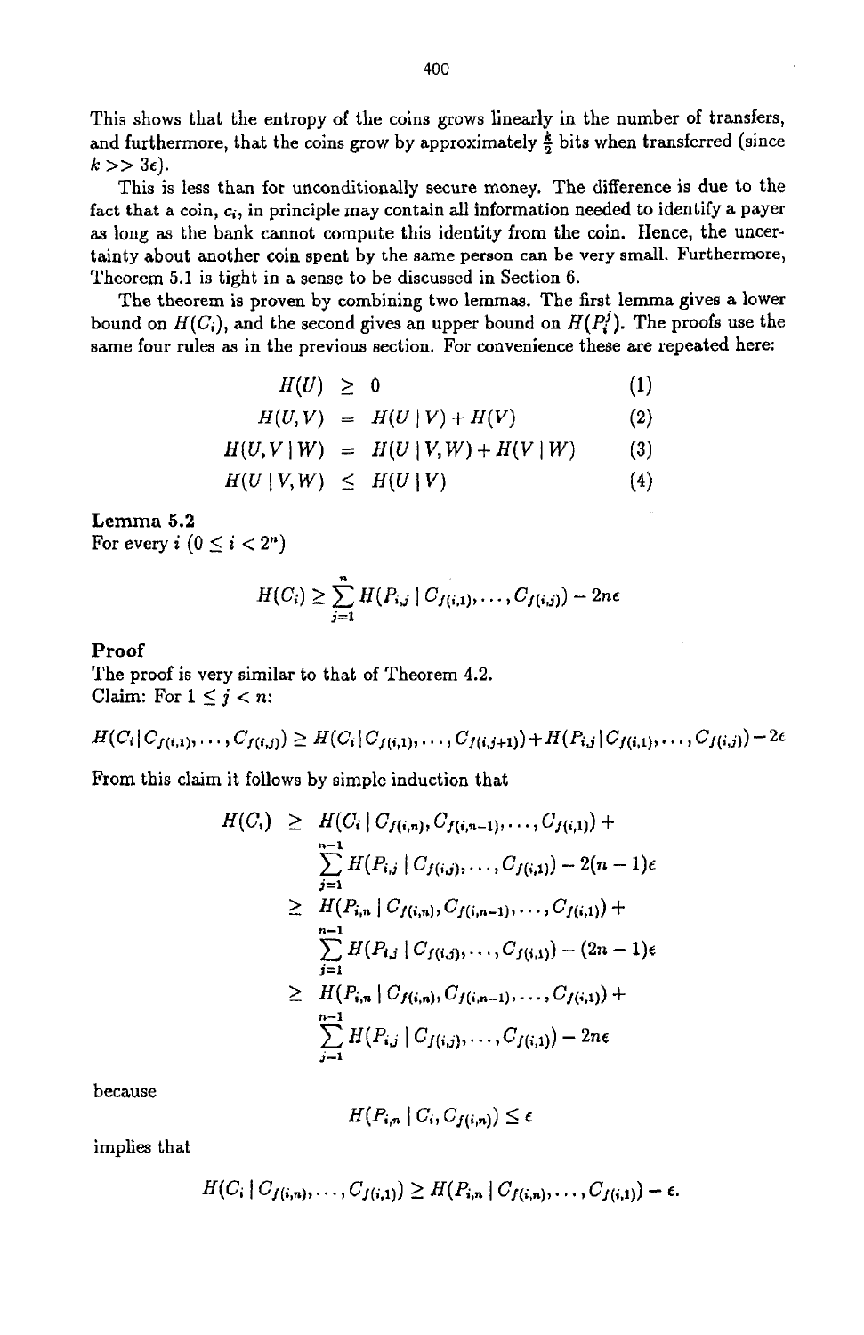This shows that the entropy of the coins grows linearly in the number of transfers, and furthermore, that the coins grow by approximately $\frac{k}{2}$ bits when transferred (since $k >> 3\epsilon$).

This is less than for unconditionally secure money. The difference is due to the fact that a coin, $c_i$, in principle may contain all information needed to identify a payer as long as the bank cannot compute this identity from the coin. Hence, the uncertainty about another coin spent by the same person can be very small. Furthermore, Theorem 5.1 is tight in a sense to be discussed in Section 6.

The theorem is proven by combining two lemmas. The first lemma gives a lower bound on $H(C_i)$, and the second gives an upper bound on $H(P_i^j)$. The proofs use the same four rules as in the previous section. For convenience these are repeated here:

$$
\begin{aligned}
H(U) &\geq 0 &(1)\\
H(U,V) &= H(U \mid V) + H(V) &(2)\\
H(U,V \mid W) &= H(U \mid V,W) + H(V \mid W) &(3)\\
H(U \mid V,W) &\leq H(U \mid V) &(4)
\end{aligned}
$$

**Lemma 5.2**
For every $i$ $(0 \leq i < 2^n)$

$$H(C_i) \geq \sum_{j=1}^{n} H(P_{i,j} \mid C_{f(i,1)}, \ldots, C_{f(i,j)}) - 2n\epsilon$$

**Proof**
The proof is very similar to that of Theorem 4.2.
Claim: For $1 \leq j < n$:

$$H(C_i \mid C_{f(i,1)}, \ldots, C_{f(i,j)}) \geq H(C_i \mid C_{f(i,1)}, \ldots, C_{f(i,j+1)}) + H(P_{i,j} \mid C_{f(i,1)}, \ldots, C_{f(i,j)}) - 2\epsilon$$

From this claim it follows by simple induction that

$$
\begin{aligned}
H(C_i) &\geq H(C_i \mid C_{f(i,n)}, C_{f(i,n-1)}, \ldots, C_{f(i,1)}) + \\
&\quad \sum_{j=1}^{n-1} H(P_{i,j} \mid C_{f(i,j)}, \ldots, C_{f(i,1)}) - 2(n-1)\epsilon \\
&\geq H(P_{i,n} \mid C_{f(i,n)}, C_{f(i,n-1)}, \ldots, C_{f(i,1)}) + \\
&\quad \sum_{j=1}^{n-1} H(P_{i,j} \mid C_{f(i,j)}, \ldots, C_{f(i,1)}) - (2n-1)\epsilon \\
&\geq H(P_{i,n} \mid C_{f(i,n)}, C_{f(i,n-1)}, \ldots, C_{f(i,1)}) + \\
&\quad \sum_{j=1}^{n-1} H(P_{i,j} \mid C_{f(i,j)}, \ldots, C_{f(i,1)}) - 2n\epsilon
\end{aligned}
$$

because

$$H(P_{i,n} \mid C_i, C_{f(i,n)}) \leq \epsilon$$

implies that

$$H(C_i \mid C_{f(i,n)}, \ldots, C_{f(i,1)}) \geq H(P_{i,n} \mid C_{f(i,n)}, \ldots, C_{f(i,1)}) - \epsilon.$$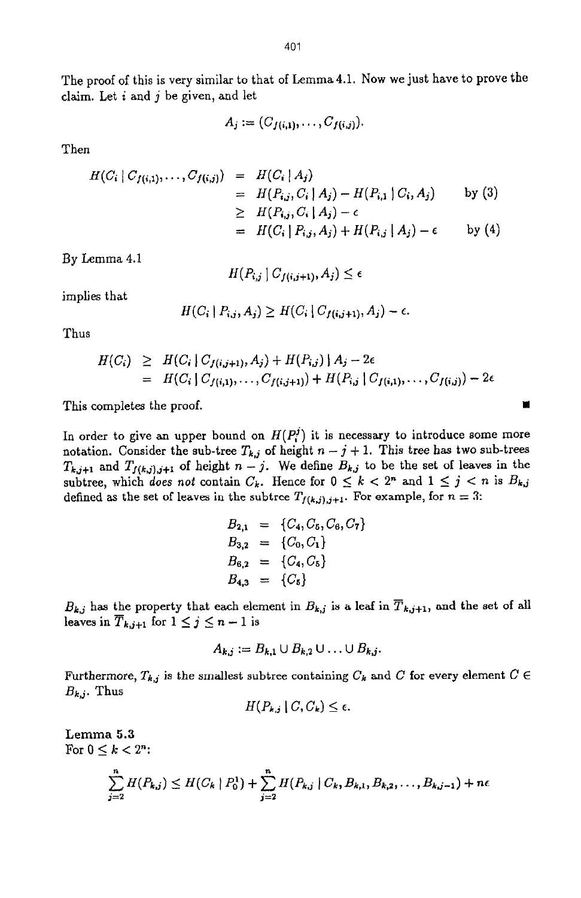The proof of this is very similar to that of Lemma 4.1. Now we just have to prove the claim. Let $i$ and $j$ be given, and let

$$A_j := (C_{f(i,1)}, \ldots, C_{f(i,j)}).$$

Then

$$\begin{aligned}
H(C_i \mid C_{f(i,1)}, \ldots, C_{f(i,j)}) &= H(C_i \mid A_j) \\
&= H(P_{i,j}, C_i \mid A_j) - H(P_{i,1} \mid C_i, A_j) && \text{by (3)} \\
&\geq H(P_{i,j}, C_i \mid A_j) - \epsilon \\
&= H(C_i \mid P_{i,j}, A_j) + H(P_{i,j} \mid A_j) - \epsilon && \text{by (4)}
\end{aligned}$$

By Lemma 4.1

$$H(P_{i,j} \mid C_{f(i,j+1)}, A_j) \leq \epsilon$$

implies that

$$H(C_i \mid P_{i,j}, A_j) \geq H(C_i \mid C_{f(i,j+1)}, A_j) - \epsilon.$$

Thus

$$\begin{aligned}
H(C_i) &\geq H(C_i \mid C_{f(i,j+1)}, A_j) + H(P_{i,j}) \mid A_j - 2\epsilon \\
&= H(C_i \mid C_{f(i,1)}, \ldots, C_{f(i,j+1)}) + H(P_{i,j} \mid C_{f(i,1)}, \ldots, C_{f(i,j)}) - 2\epsilon
\end{aligned}$$

This completes the proof. ∎

In order to give an upper bound on $H(P_i^j)$ it is necessary to introduce some more notation. Consider the sub-tree $T_{k,j}$ of height $n - j + 1$. This tree has two sub-trees $T_{k,j+1}$ and $T_{f(k,j),j+1}$ of height $n - j$. We define $B_{k,j}$ to be the set of leaves in the subtree, which *does not* contain $C_k$. Hence for $0 \leq k < 2^n$ and $1 \leq j < n$ is $B_{k,j}$ defined as the set of leaves in the subtree $T_{f(k,j),j+1}$. For example, for $n = 3$:

$$\begin{aligned}
B_{2,1} &= \{C_4, C_5, C_6, C_7\} \\
B_{3,2} &= \{C_0, C_1\} \\
B_{6,2} &= \{C_4, C_5\} \\
B_{4,3} &= \{C_5\}
\end{aligned}$$

$B_{k,j}$ has the property that each element in $B_{k,j}$ is a leaf in $\overline{T}_{k,j+1}$, and the set of all leaves in $\overline{T}_{k,j+1}$ for $1 \leq j \leq n-1$ is

$$A_{k,j} := B_{k,1} \cup B_{k,2} \cup \ldots \cup B_{k,j}.$$

Furthermore, $T_{k,j}$ is the smallest subtree containing $C_k$ and $C$ for every element $C \in B_{k,j}$. Thus

$$H(P_{k,j} \mid C, C_k) \leq \epsilon.$$

**Lemma 5.3**
For $0 \leq k < 2^n$:

$$\sum_{j=2}^{n} H(P_{k,j}) \leq H(C_k \mid P_0^1) + \sum_{j=2}^{n} H(P_{k,j} \mid C_k, B_{k,1}, B_{k,2}, \ldots, B_{k,j-1}) + n\epsilon$$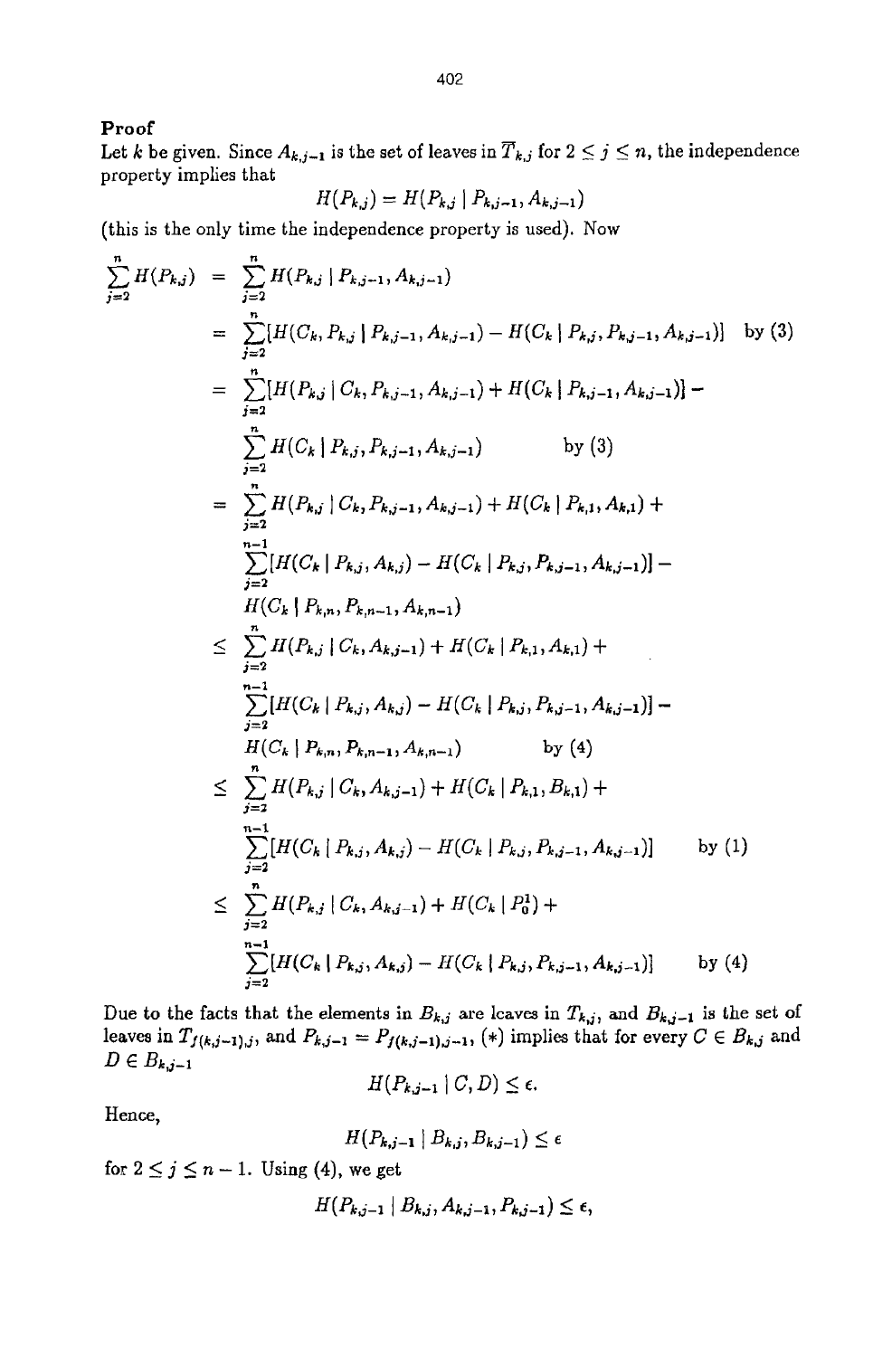**Proof**

Let $k$ be given. Since $A_{k,j-1}$ is the set of leaves in $\overline{T}_{k,j}$ for $2 \leq j \leq n$, the independence property implies that

$$H(P_{k,j}) = H(P_{k,j} \mid P_{k,j-1}, A_{k,j-1})$$

(this is the only time the independence property is used). Now

$$\begin{aligned}
\sum_{j=2}^{n} H(P_{k,j}) &= \sum_{j=2}^{n} H(P_{k,j} \mid P_{k,j-1}, A_{k,j-1}) \\
&= \sum_{j=2}^{n} [H(C_k, P_{k,j} \mid P_{k,j-1}, A_{k,j-1}) - H(C_k \mid P_{k,j}, P_{k,j-1}, A_{k,j-1})] \quad \text{by (3)} \\
&= \sum_{j=2}^{n} [H(P_{k,j} \mid C_k, P_{k,j-1}, A_{k,j-1}) + H(C_k \mid P_{k,j-1}, A_{k,j-1})] - \\
&\quad \sum_{j=2}^{n} H(C_k \mid P_{k,j}, P_{k,j-1}, A_{k,j-1}) \quad \text{by (3)} \\
&= \sum_{j=2}^{n} H(P_{k,j} \mid C_k, P_{k,j-1}, A_{k,j-1}) + H(C_k \mid P_{k,1}, A_{k,1}) + \\
&\quad \sum_{j=2}^{n-1} [H(C_k \mid P_{k,j}, A_{k,j}) - H(C_k \mid P_{k,j}, P_{k,j-1}, A_{k,j-1})] - \\
&\quad H(C_k \mid P_{k,n}, P_{k,n-1}, A_{k,n-1}) \\
&\leq \sum_{j=2}^{n} H(P_{k,j} \mid C_k, A_{k,j-1}) + H(C_k \mid P_{k,1}, A_{k,1}) + \\
&\quad \sum_{j=2}^{n-1} [H(C_k \mid P_{k,j}, A_{k,j}) - H(C_k \mid P_{k,j}, P_{k,j-1}, A_{k,j-1})] - \\
&\quad H(C_k \mid P_{k,n}, P_{k,n-1}, A_{k,n-1}) \quad \text{by (4)} \\
&\leq \sum_{j=2}^{n} H(P_{k,j} \mid C_k, A_{k,j-1}) + H(C_k \mid P_{k,1}, B_{k,1}) + \\
&\quad \sum_{j=2}^{n-1} [H(C_k \mid P_{k,j}, A_{k,j}) - H(C_k \mid P_{k,j}, P_{k,j-1}, A_{k,j-1})] \quad \text{by (1)} \\
&\leq \sum_{j=2}^{n} H(P_{k,j} \mid C_k, A_{k,j-1}) + H(C_k \mid P_0^1) + \\
&\quad \sum_{j=2}^{n-1} [H(C_k \mid P_{k,j}, A_{k,j}) - H(C_k \mid P_{k,j}, P_{k,j-1}, A_{k,j-1})] \quad \text{by (4)}
\end{aligned}$$

Due to the facts that the elements in $B_{k,j}$ are leaves in $T_{k,j}$, and $B_{k,j-1}$ is the set of leaves in $T_{f(k,j-1),j}$, and $P_{k,j-1} = P_{f(k,j-1),j-1}$, (*) implies that for every $C \in B_{k,j}$ and $D \in B_{k,j-1}$

$$H(P_{k,j-1} \mid C, D) \leq \epsilon.$$

Hence,

$$H(P_{k,j-1} \mid B_{k,j}, B_{k,j-1}) \leq \epsilon$$

for $2 \leq j \leq n-1$. Using (4), we get

$$H(P_{k,j-1} \mid B_{k,j}, A_{k,j-1}, P_{k,j-1}) \leq \epsilon,$$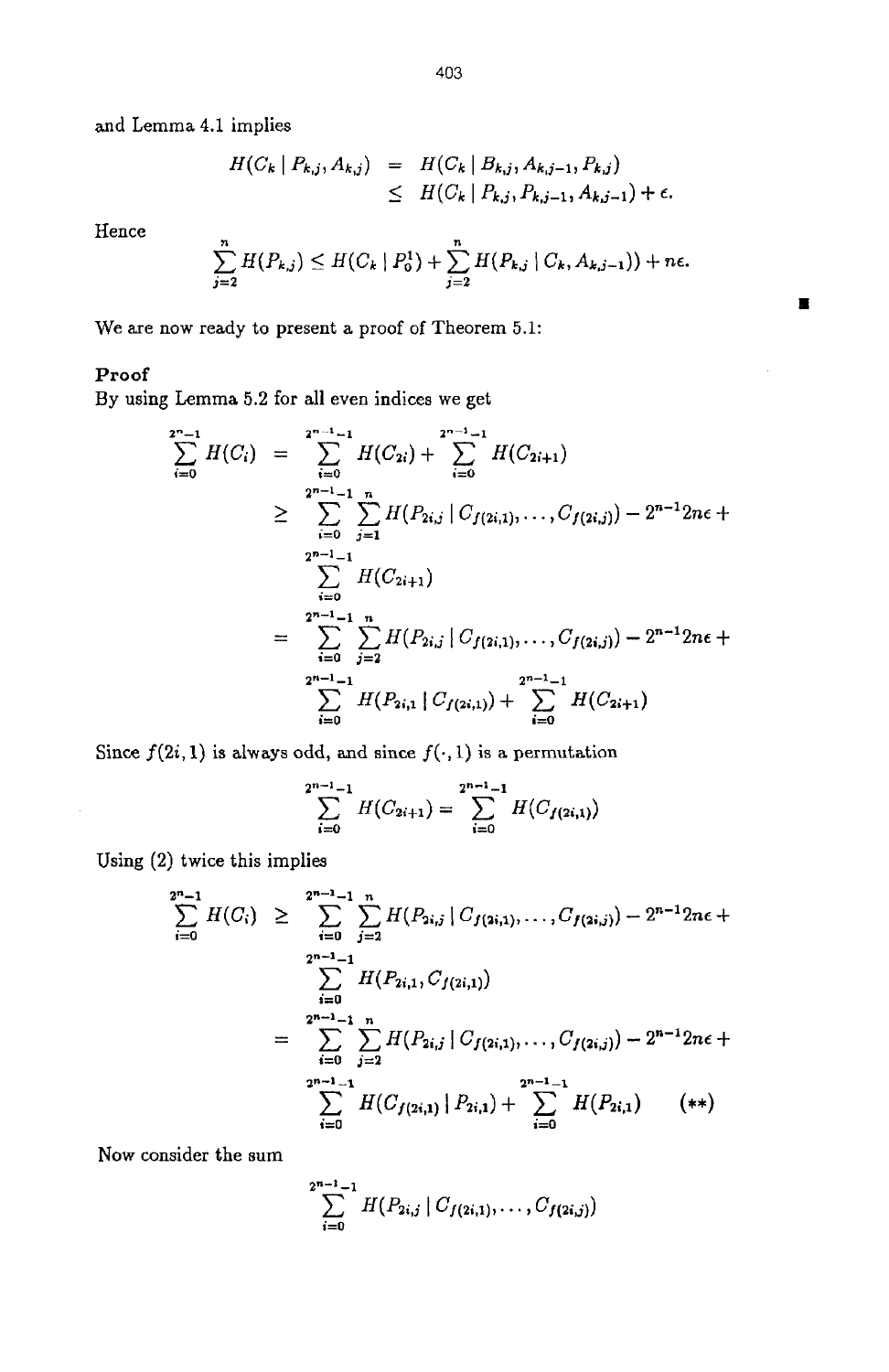and Lemma 4.1 implies

$$
\begin{aligned}
H(C_k \mid P_{k,j}, A_{k,j}) &= H(C_k \mid B_{k,j}, A_{k,j-1}, P_{k,j}) \\
&\leq H(C_k \mid P_{k,j}, P_{k,j-1}, A_{k,j-1}) + \epsilon.
\end{aligned}
$$

Hence

$$
\sum_{j=2}^{n} H(P_{k,j}) \leq H(C_k \mid P_0^1) + \sum_{j=2}^{n} H(P_{k,j} \mid C_k, A_{k,j-1})) + n\epsilon.
$$

∎

We are now ready to present a proof of Theorem 5.1:

**Proof**

By using Lemma 5.2 for all even indices we get

$$
\begin{aligned}
\sum_{i=0}^{2^n-1} H(C_i) &= \sum_{i=0}^{2^{n-1}-1} H(C_{2i}) + \sum_{i=0}^{2^{n-1}-1} H(C_{2i+1}) \\
&\geq \sum_{i=0}^{2^{n-1}-1} \sum_{j=1}^{n} H(P_{2i,j} \mid C_{f(2i,1)}, \ldots, C_{f(2i,j)}) - 2^{n-1}2n\epsilon + \\
&\quad \sum_{i=0}^{2^{n-1}-1} H(C_{2i+1}) \\
&= \sum_{i=0}^{2^{n-1}-1} \sum_{j=2}^{n} H(P_{2i,j} \mid C_{f(2i,1)}, \ldots, C_{f(2i,j)}) - 2^{n-1}2n\epsilon + \\
&\quad \sum_{i=0}^{2^{n-1}-1} H(P_{2i,1} \mid C_{f(2i,1)}) + \sum_{i=0}^{2^{n-1}-1} H(C_{2i+1})
\end{aligned}
$$

Since $f(2i, 1)$ is always odd, and since $f(\cdot, 1)$ is a permutation

$$
\sum_{i=0}^{2^{n-1}-1} H(C_{2i+1}) = \sum_{i=0}^{2^{n-1}-1} H(C_{f(2i,1)})
$$

Using (2) twice this implies

$$
\begin{aligned}
\sum_{i=0}^{2^n-1} H(C_i) &\geq \sum_{i=0}^{2^{n-1}-1} \sum_{j=2}^{n} H(P_{2i,j} \mid C_{f(2i,1)}, \ldots, C_{f(2i,j)}) - 2^{n-1}2n\epsilon + \\
&\quad \sum_{i=0}^{2^{n-1}-1} H(P_{2i,1}, C_{f(2i,1)}) \\
&= \sum_{i=0}^{2^{n-1}-1} \sum_{j=2}^{n} H(P_{2i,j} \mid C_{f(2i,1)}, \ldots, C_{f(2i,j)}) - 2^{n-1}2n\epsilon + \\
&\quad \sum_{i=0}^{2^{n-1}-1} H(C_{f(2i,1)} \mid P_{2i,1}) + \sum_{i=0}^{2^{n-1}-1} H(P_{2i,1}) \qquad (**)
\end{aligned}
$$

Now consider the sum

$$
\sum_{i=0}^{2^{n-1}-1} H(P_{2i,j} \mid C_{f(2i,1)}, \ldots, C_{f(2i,j)})
$$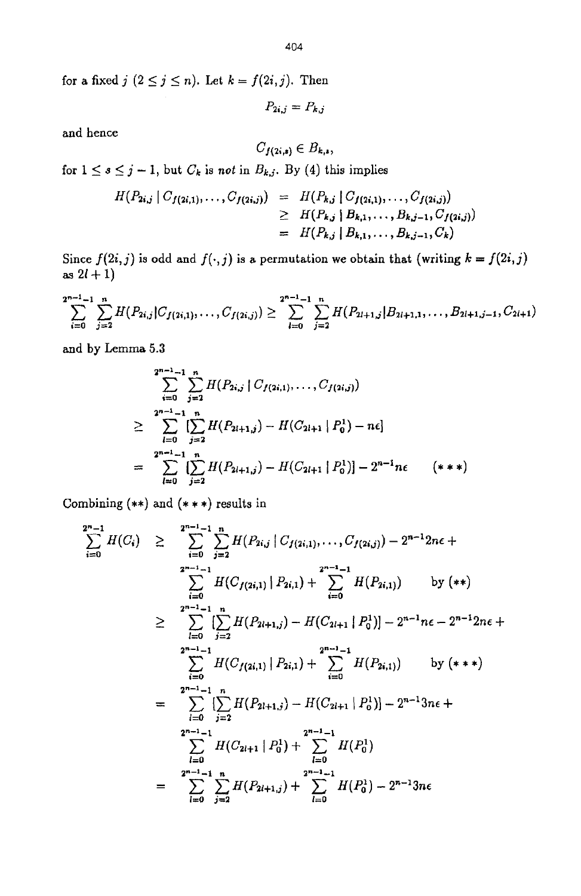for a fixed $j$ ($2 \leq j \leq n$). Let $k = f(2i, j)$. Then

$$P_{2i,j} = P_{k,j}$$

and hence

$$C_{f(2i,s)} \in B_{k,s},$$

for $1 \leq s \leq j-1$, but $C_k$ is *not* in $B_{k,j}$. By (4) this implies

$$\begin{aligned}
H(P_{2i,j} \mid C_{f(2i,1)}, \ldots, C_{f(2i,j)}) &= H(P_{k,j} \mid C_{f(2i,1)}, \ldots, C_{f(2i,j)}) \\
&\geq H(P_{k,j} \mid B_{k,1}, \ldots, B_{k,j-1}, C_{f(2i,j)}) \\
&= H(P_{k,j} \mid B_{k,1}, \ldots, B_{k,j-1}, C_k)
\end{aligned}$$

Since $f(2i, j)$ is odd and $f(\cdot, j)$ is a permutation we obtain that (writing $k = f(2i, j)$ as $2l + 1$)

$$\sum_{i=0}^{2^{n-1}-1} \sum_{j=2}^{n} H(P_{2i,j} | C_{f(2i,1)}, \ldots, C_{f(2i,j)}) \geq \sum_{l=0}^{2^{n-1}-1} \sum_{j=2}^{n} H(P_{2l+1,j} | B_{2l+1,1}, \ldots, B_{2l+1,j-1}, C_{2l+1})$$

and by Lemma 5.3

$$\begin{aligned}
&\sum_{i=0}^{2^{n-1}-1} \sum_{j=2}^{n} H(P_{2i,j} \mid C_{f(2i,1)}, \ldots, C_{f(2i,j)}) \\
\geq\ &\sum_{l=0}^{2^{n-1}-1} [\sum_{j=2}^{n} H(P_{2l+1,j}) - H(C_{2l+1} \mid P_0^1) - n\epsilon] \\
=\ &\sum_{l=0}^{2^{n-1}-1} [\sum_{j=2}^{n} H(P_{2l+1,j}) - H(C_{2l+1} \mid P_0^1)] - 2^{n-1} n\epsilon \qquad (***)
\end{aligned}$$

Combining $(**)$ and $(***)$ results in

$$\begin{aligned}
\sum_{i=0}^{2^n-1} H(C_i) \geq\ &\sum_{i=0}^{2^{n-1}-1} \sum_{j=2}^{n} H(P_{2i,j} \mid C_{f(2i,1)}, \ldots, C_{f(2i,j)}) - 2^{n-1} 2n\epsilon + \\
&\sum_{i=0}^{2^{n-1}-1} H(C_{f(2i,1)} \mid P_{2i,1}) + \sum_{i=0}^{2^{n-1}-1} H(P_{2i,1}) \qquad \text{by } (**) \\
\geq\ &\sum_{l=0}^{2^{n-1}-1} [\sum_{j=2}^{n} H(P_{2l+1,j}) - H(C_{2l+1} \mid P_0^1)] - 2^{n-1} n\epsilon - 2^{n-1} 2n\epsilon + \\
&\sum_{i=0}^{2^{n-1}-1} H(C_{f(2i,1)} \mid P_{2i,1}) + \sum_{i=0}^{2^{n-1}-1} H(P_{2i,1}) \qquad \text{by } (***) \\
=\ &\sum_{l=0}^{2^{n-1}-1} [\sum_{j=2}^{n} H(P_{2l+1,j}) - H(C_{2l+1} \mid P_0^1)] - 2^{n-1} 3n\epsilon + \\
&\sum_{l=0}^{2^{n-1}-1} H(C_{2l+1} \mid P_0^1) + \sum_{l=0}^{2^{n-1}-1} H(P_0^1) \\
=\ &\sum_{l=0}^{2^{n-1}-1} \sum_{j=2}^{n} H(P_{2l+1,j}) + \sum_{l=0}^{2^{n-1}-1} H(P_0^1) - 2^{n-1} 3n\epsilon
\end{aligned}$$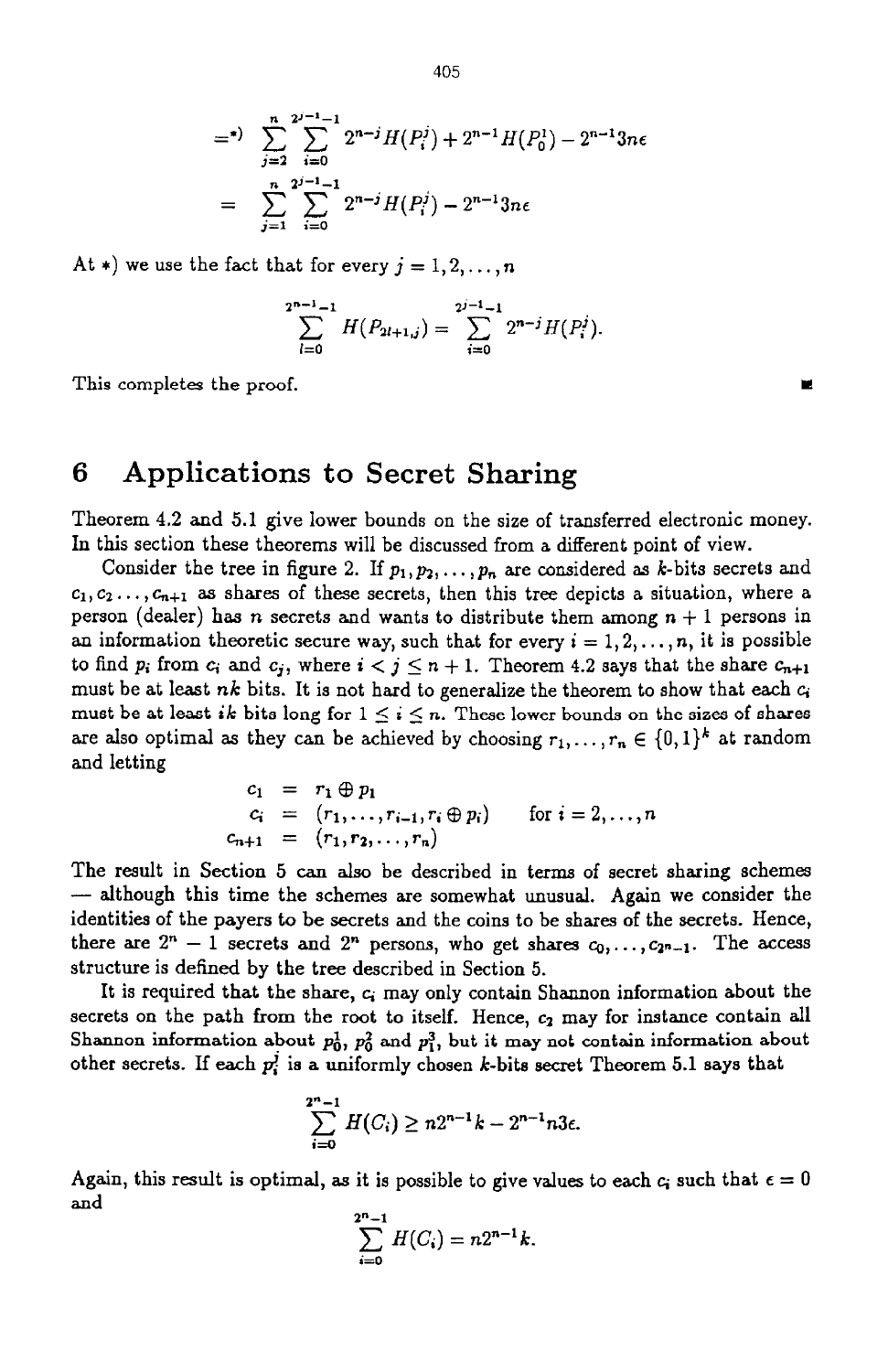$$
\stackrel{*)}{=} \sum_{j=2}^{n} \sum_{i=0}^{2^{j-1}-1} 2^{n-j} H(P_i^j) + 2^{n-1} H(P_0^1) - 2^{n-1} 3n\epsilon
$$

$$
= \sum_{j=1}^{n} \sum_{i=0}^{2^{j-1}-1} 2^{n-j} H(P_i^j) - 2^{n-1} 3n\epsilon
$$

At $*$) we use the fact that for every $j = 1, 2, \ldots, n$

$$
\sum_{l=0}^{2^{n-1}-1} H(P_{2l+1,j}) = \sum_{i=0}^{2^{j-1}-1} 2^{n-j} H(P_i^j).
$$

This completes the proof. ∎

# 6 Applications to Secret Sharing

Theorem 4.2 and 5.1 give lower bounds on the size of transferred electronic money. In this section these theorems will be discussed from a different point of view.

Consider the tree in figure 2. If $p_1, p_2, \ldots, p_n$ are considered as $k$-bits secrets and $c_1, c_2, \ldots, c_{n+1}$ as shares of these secrets, then this tree depicts a situation, where a person (dealer) has $n$ secrets and wants to distribute them among $n+1$ persons in an information theoretic secure way, such that for every $i = 1, 2, \ldots, n$, it is possible to find $p_i$ from $c_i$ and $c_j$, where $i < j \leq n+1$. Theorem 4.2 says that the share $c_{n+1}$ must be at least $nk$ bits. It is not hard to generalize the theorem to show that each $c_i$ must be at least $ik$ bits long for $1 \leq i \leq n$. These lower bounds on the sizes of shares are also optimal as they can be achieved by choosing $r_1, \ldots, r_n \in \{0,1\}^k$ at random and letting

$$
\begin{aligned}
c_1 &= r_1 \oplus p_1 \\
c_i &= (r_1, \ldots, r_{i-1}, r_i \oplus p_i) \qquad \text{for } i = 2, \ldots, n \\
c_{n+1} &= (r_1, r_2, \ldots, r_n)
\end{aligned}
$$

The result in Section 5 can also be described in terms of secret sharing schemes — although this time the schemes are somewhat unusual. Again we consider the identities of the payers to be secrets and the coins to be shares of the secrets. Hence, there are $2^n - 1$ secrets and $2^n$ persons, who get shares $c_0, \ldots, c_{2^n-1}$. The access structure is defined by the tree described in Section 5.

It is required that the share, $c_i$ may only contain Shannon information about the secrets on the path from the root to itself. Hence, $c_2$ may for instance contain all Shannon information about $p_0^1$, $p_0^2$ and $p_1^3$, but it may not contain information about other secrets. If each $p_i^j$ is a uniformly chosen $k$-bits secret Theorem 5.1 says that

$$
\sum_{i=0}^{2^n-1} H(C_i) \geq n 2^{n-1} k - 2^{n-1} n 3\epsilon.
$$

Again, this result is optimal, as it is possible to give values to each $c_i$ such that $\epsilon = 0$ and

$$
\sum_{i=0}^{2^n-1} H(C_i) = n 2^{n-1} k.
$$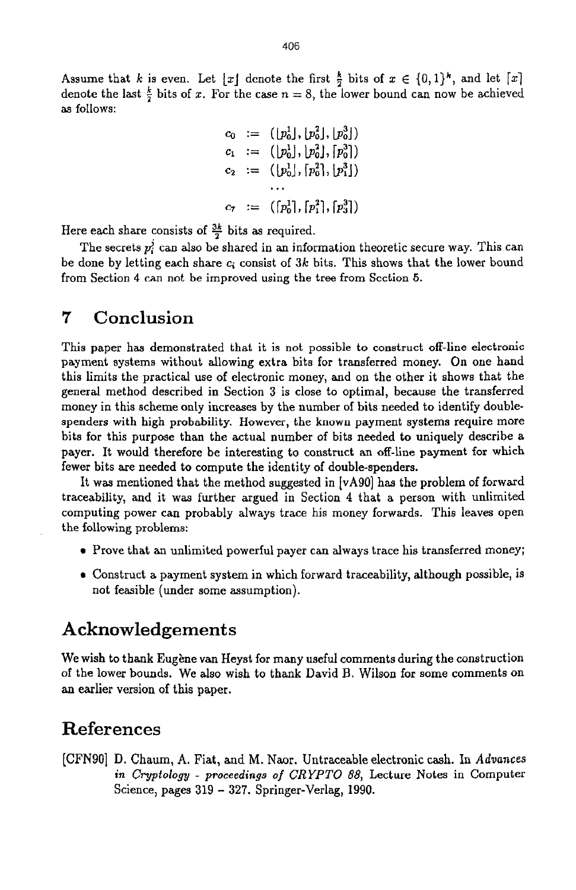Assume that $k$ is even. Let $\lfloor x \rfloor$ denote the first $\frac{k}{2}$ bits of $x \in \{0,1\}^k$, and let $\lceil x \rceil$ denote the last $\frac{k}{2}$ bits of $x$. For the case $n = 8$, the lower bound can now be achieved as follows:

$$
\begin{aligned}
c_0 &:= (\lfloor p_0^1 \rfloor, \lfloor p_0^2 \rfloor, \lfloor p_0^3 \rfloor) \\
c_1 &:= (\lfloor p_0^1 \rfloor, \lfloor p_0^2 \rfloor, \lceil p_0^3 \rceil) \\
c_2 &:= (\lfloor p_0^1 \rfloor, \lceil p_0^2 \rceil, \lfloor p_1^3 \rfloor) \\
&\ldots \\
c_7 &:= (\lceil p_0^1 \rceil, \lceil p_1^2 \rceil, \lceil p_3^3 \rceil)
\end{aligned}
$$

Here each share consists of $\frac{3k}{2}$ bits as required.

The secrets $p_i^j$ can also be shared in an information theoretic secure way. This can be done by letting each share $c_i$ consist of $3k$ bits. This shows that the lower bound from Section 4 can not be improved using the tree from Section 5.

## 7 Conclusion

This paper has demonstrated that it is not possible to construct off-line electronic payment systems without allowing extra bits for transferred money. On one hand this limits the practical use of electronic money, and on the other it shows that the general method described in Section 3 is close to optimal, because the transferred money in this scheme only increases by the number of bits needed to identify double-spenders with high probability. However, the known payment systems require more bits for this purpose than the actual number of bits needed to uniquely describe a payer. It would therefore be interesting to construct an off-line payment for which fewer bits are needed to compute the identity of double-spenders.

It was mentioned that the method suggested in [vA90] has the problem of forward traceability, and it was further argued in Section 4 that a person with unlimited computing power can probably always trace his money forwards. This leaves open the following problems:

- Prove that an unlimited powerful payer can always trace his transferred money;
- Construct a payment system in which forward traceability, although possible, is not feasible (under some assumption).

## Acknowledgements

We wish to thank Eugène van Heyst for many useful comments during the construction of the lower bounds. We also wish to thank David B. Wilson for some comments on an earlier version of this paper.

## References

[CFN90] D. Chaum, A. Fiat, and M. Naor. Untraceable electronic cash. In *Advances in Cryptology - proceedings of CRYPTO 88*, Lecture Notes in Computer Science, pages 319 – 327. Springer-Verlag, 1990.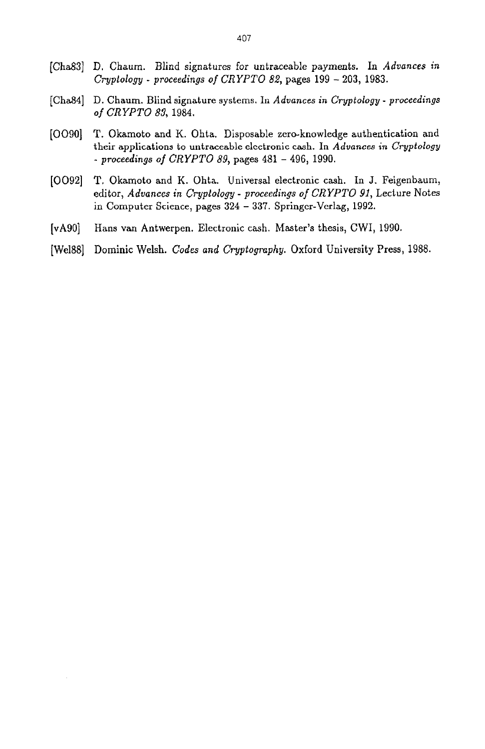[Cha83] D. Chaum. Blind signatures for untraceable payments. In *Advances in Cryptology - proceedings of CRYPTO 82*, pages 199 – 203, 1983.

[Cha84] D. Chaum. Blind signature systems. In *Advances in Cryptology - proceedings of CRYPTO 83*, 1984.

[OO90] T. Okamoto and K. Ohta. Disposable zero-knowledge authentication and their applications to untraceable electronic cash. In *Advances in Cryptology - proceedings of CRYPTO 89*, pages 481 – 496, 1990.

[OO92] T. Okamoto and K. Ohta. Universal electronic cash. In J. Feigenbaum, editor, *Advances in Cryptology - proceedings of CRYPTO 91*, Lecture Notes in Computer Science, pages 324 – 337. Springer-Verlag, 1992.

[vA90] Hans van Antwerpen. Electronic cash. Master's thesis, CWI, 1990.

[Wel88] Dominic Welsh. *Codes and Cryptography*. Oxford University Press, 1988.